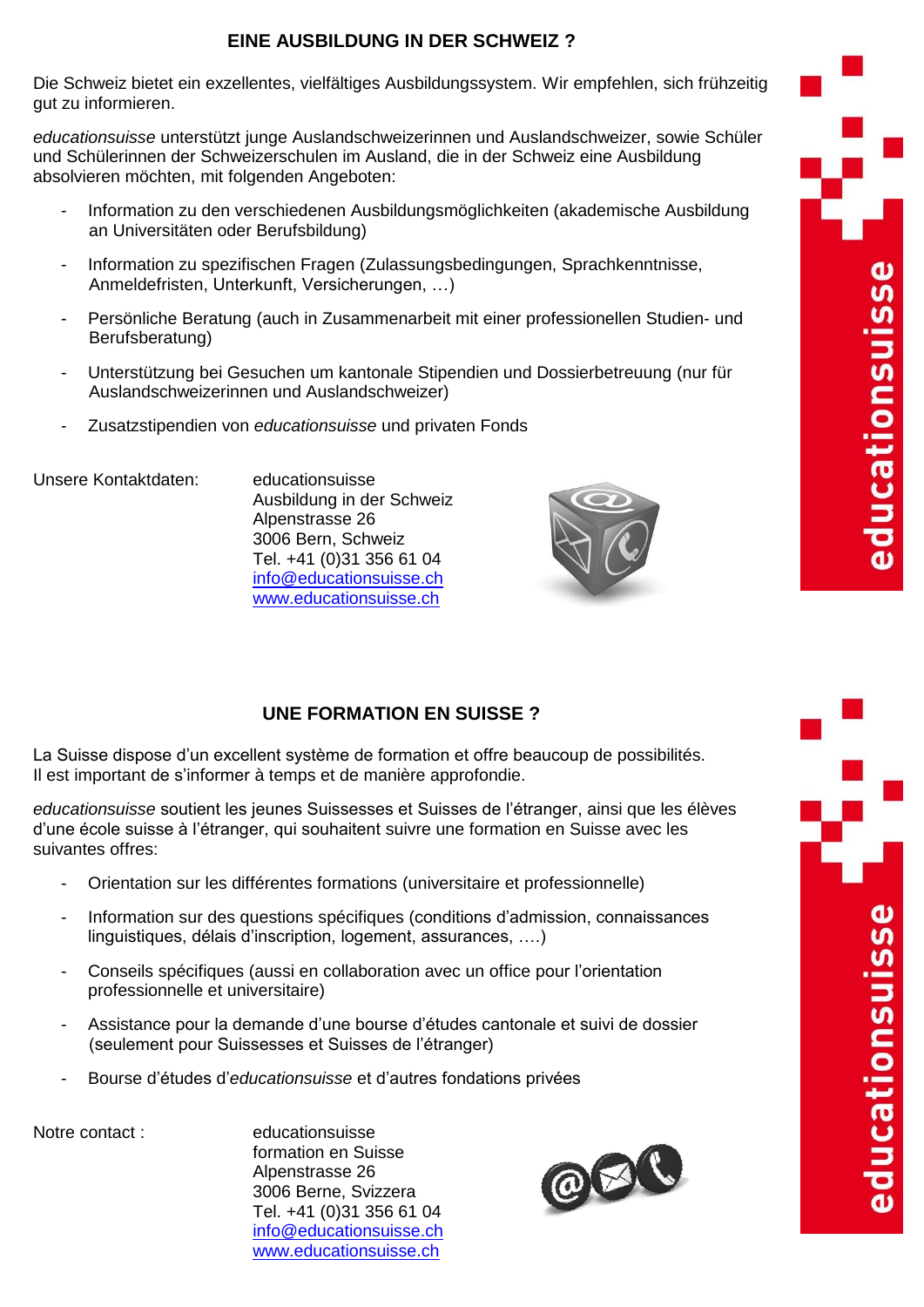## EINE AUSBILDUNG IN DER SCHWEIZ ?

Die Schweiz bietet ein exzellentes, vielfältiges Ausbildungssystem. Wir empfehlen, sich frühzeitig gut zu informieren.

*educationsuisse* unterstützt junge Auslandschweizerinnen und Auslandschweizer, sowie Schüler und Schülerinnen der Schweizerschulen im Ausland, die in der Schweiz eine Ausbildung absolvieren möchten, mit folgenden Angeboten:

- Information zu den verschiedenen Ausbildungsmöglichkeiten (akademische Ausbildung an Universitäten oder Berufsbildung)
- Information zu spezifischen Fragen (Zulassungsbedingungen, Sprachkenntnisse, Anmeldefristen, Unterkunft, Versicherungen, …)
- Persönliche Beratung (auch in Zusammenarbeit mit einer professionellen Studien- und Berufsberatung)
- Unterstützung bei Gesuchen um kantonale Stipendien und Dossierbetreuung (nur für Auslandschweizerinnen und Auslandschweizer)
- Zusatzstipendien von *educationsuisse* und privaten Fonds

Unsere Kontaktdaten:

educationsuisse
Ausbildung in der Schweiz
Alpenstrasse 26
3006 Bern, Schweiz
Tel. +41 (0)31 356 61 04
info@educationsuisse.ch
www.educationsuisse.ch

## UNE FORMATION EN SUISSE ?

La Suisse dispose d'un excellent système de formation et offre beaucoup de possibilités. Il est important de s'informer à temps et de manière approfondie.

*educationsuisse* soutient les jeunes Suissesses et Suisses de l'étranger, ainsi que les élèves d'une école suisse à l'étranger, qui souhaitent suivre une formation en Suisse avec les suivantes offres:

- Orientation sur les différentes formations (universitaire et professionnelle)
- Information sur des questions spécifiques (conditions d'admission, connaissances linguistiques, délais d'inscription, logement, assurances, ….)
- Conseils spécifiques (aussi en collaboration avec un office pour l'orientation professionnelle et universitaire)
- Assistance pour la demande d'une bourse d'études cantonale et suivi de dossier (seulement pour Suissesses et Suisses de l'étranger)
- Bourse d'études d'*educationsuisse* et d'autres fondations privées

Notre contact :

educationsuisse
formation en Suisse
Alpenstrasse 26
3006 Berne, Svizzera
Tel. +41 (0)31 356 61 04
info@educationsuisse.ch
www.educationsuisse.ch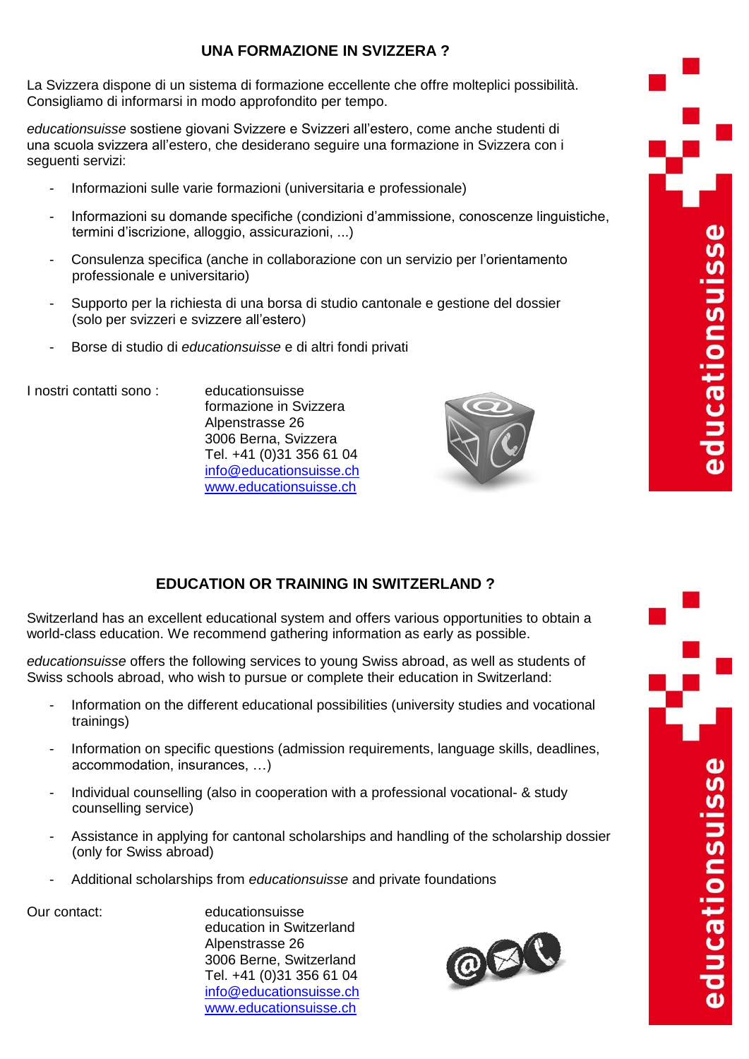## UNA FORMAZIONE IN SVIZZERA ?

La Svizzera dispone di un sistema di formazione eccellente che offre molteplici possibilità. Consigliamo di informarsi in modo approfondito per tempo.

*educationsuisse* sostiene giovani Svizzere e Svizzeri all'estero, come anche studenti di una scuola svizzera all'estero, che desiderano seguire una formazione in Svizzera con i seguenti servizi:

- Informazioni sulle varie formazioni (universitaria e professionale)
- Informazioni su domande specifiche (condizioni d'ammissione, conoscenze linguistiche, termini d'iscrizione, alloggio, assicurazioni, ...)
- Consulenza specifica (anche in collaborazione con un servizio per l'orientamento professionale e universitario)
- Supporto per la richiesta di una borsa di studio cantonale e gestione del dossier (solo per svizzeri e svizzere all'estero)
- Borse di studio di *educationsuisse* e di altri fondi privati

I nostri contatti sono :

educationsuisse
formazione in Svizzera
Alpenstrasse 26
3006 Berna, Svizzera
Tel. +41 (0)31 356 61 04
info@educationsuisse.ch
www.educationsuisse.ch

## EDUCATION OR TRAINING IN SWITZERLAND ?

Switzerland has an excellent educational system and offers various opportunities to obtain a world-class education. We recommend gathering information as early as possible.

*educationsuisse* offers the following services to young Swiss abroad, as well as students of Swiss schools abroad, who wish to pursue or complete their education in Switzerland:

- Information on the different educational possibilities (university studies and vocational trainings)
- Information on specific questions (admission requirements, language skills, deadlines, accommodation, insurances, …)
- Individual counselling (also in cooperation with a professional vocational- & study counselling service)
- Assistance in applying for cantonal scholarships and handling of the scholarship dossier (only for Swiss abroad)
- Additional scholarships from *educationsuisse* and private foundations

Our contact:

educationsuisse
education in Switzerland
Alpenstrasse 26
3006 Berne, Switzerland
Tel. +41 (0)31 356 61 04
info@educationsuisse.ch
www.educationsuisse.ch